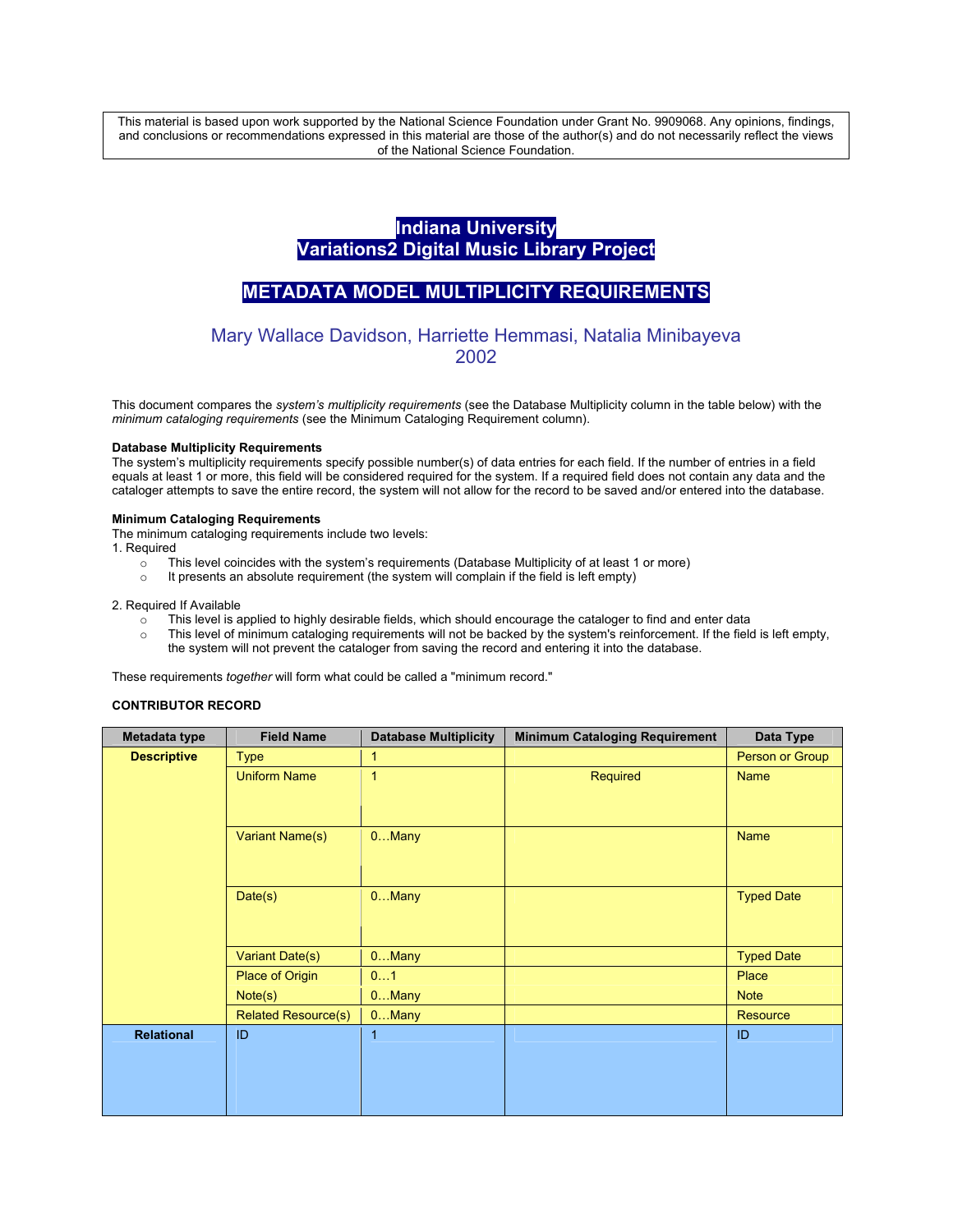This material is based upon work supported by the National Science Foundation under Grant No. 9909068. Any opinions, findings, and conclusions or recommendations expressed in this material are those of the author(s) and do not necessarily reflect the views of the National Science Foundation.

# Indiana University
# Variations2 Digital Music Library Project

## METADATA MODEL MULTIPLICITY REQUIREMENTS

Mary Wallace Davidson, Harriette Hemmasi, Natalia Minibayeva
2002

This document compares the *system's multiplicity requirements* (see the Database Multiplicity column in the table below) with the *minimum cataloging requirements* (see the Minimum Cataloging Requirement column).

**Database Multiplicity Requirements**
The system's multiplicity requirements specify possible number(s) of data entries for each field. If the number of entries in a field equals at least 1 or more, this field will be considered required for the system. If a required field does not contain any data and the cataloger attempts to save the entire record, the system will not allow for the record to be saved and/or entered into the database.

**Minimum Cataloging Requirements**
The minimum cataloging requirements include two levels:

1. Required
   - This level coincides with the system's requirements (Database Multiplicity of at least 1 or more)
   - It presents an absolute requirement (the system will complain if the field is left empty)

2. Required If Available
   - This level is applied to highly desirable fields, which should encourage the cataloger to find and enter data
   - This level of minimum cataloging requirements will not be backed by the system's reinforcement. If the field is left empty, the system will not prevent the cataloger from saving the record and entering it into the database.

These requirements *together* will form what could be called a "minimum record."

**CONTRIBUTOR RECORD**

| Metadata type | Field Name | Database Multiplicity | Minimum Cataloging Requirement | Data Type |
|---|---|---|---|---|
| **Descriptive** | Type | 1 | | Person or Group |
| | Uniform Name | 1 | Required | Name |
| | Variant Name(s) | 0…Many | | Name |
| | Date(s) | 0…Many | | Typed Date |
| | Variant Date(s) | 0…Many | | Typed Date |
| | Place of Origin | 0…1 | | Place |
| | Note(s) | 0…Many | | Note |
| | Related Resource(s) | 0…Many | | Resource |
| **Relational** | ID | 1 | | ID |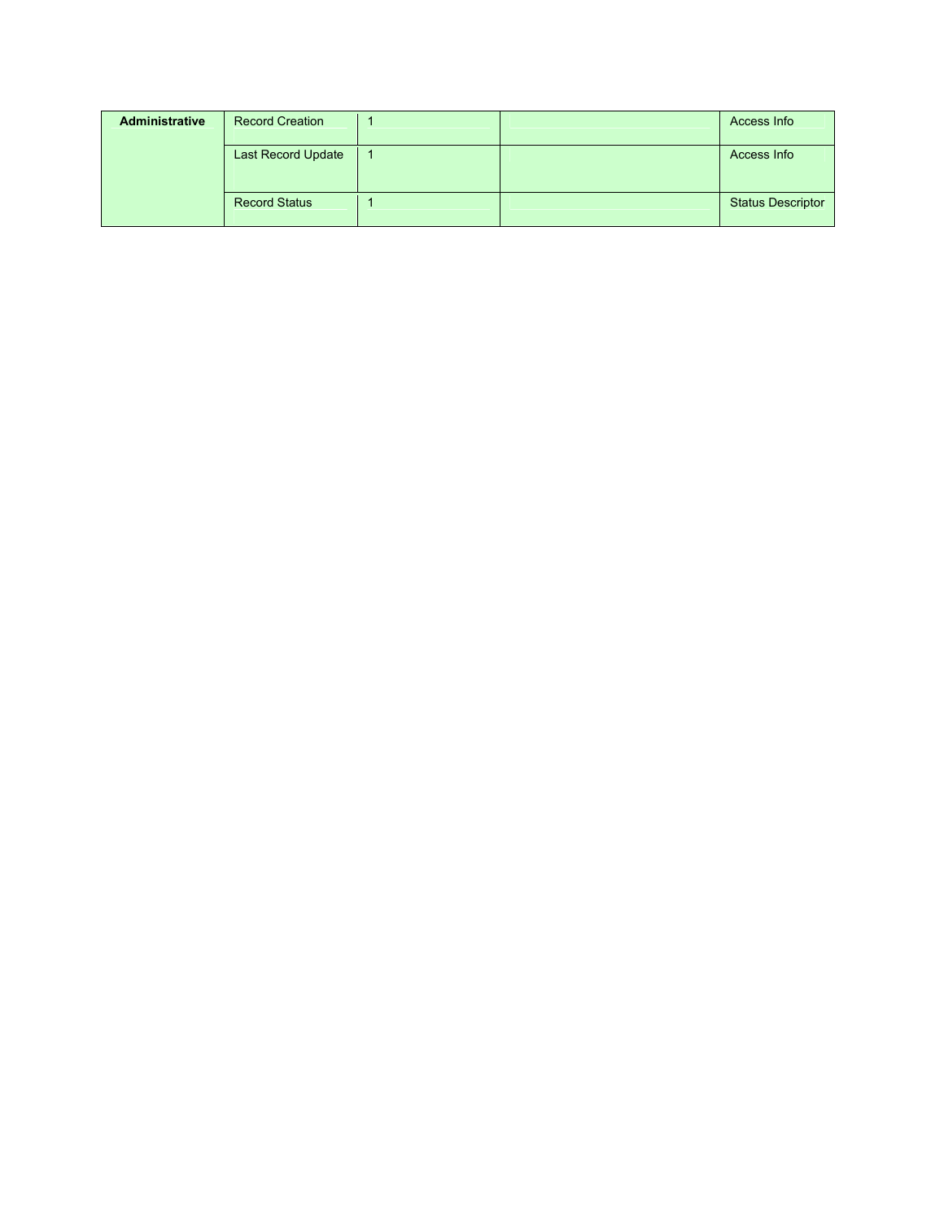| | | | | |
|---|---|---|---|---|
| **Administrative** | Record Creation | 1 | | Access Info |
| | Last Record Update | 1 | | Access Info |
| | Record Status | 1 | | Status Descriptor |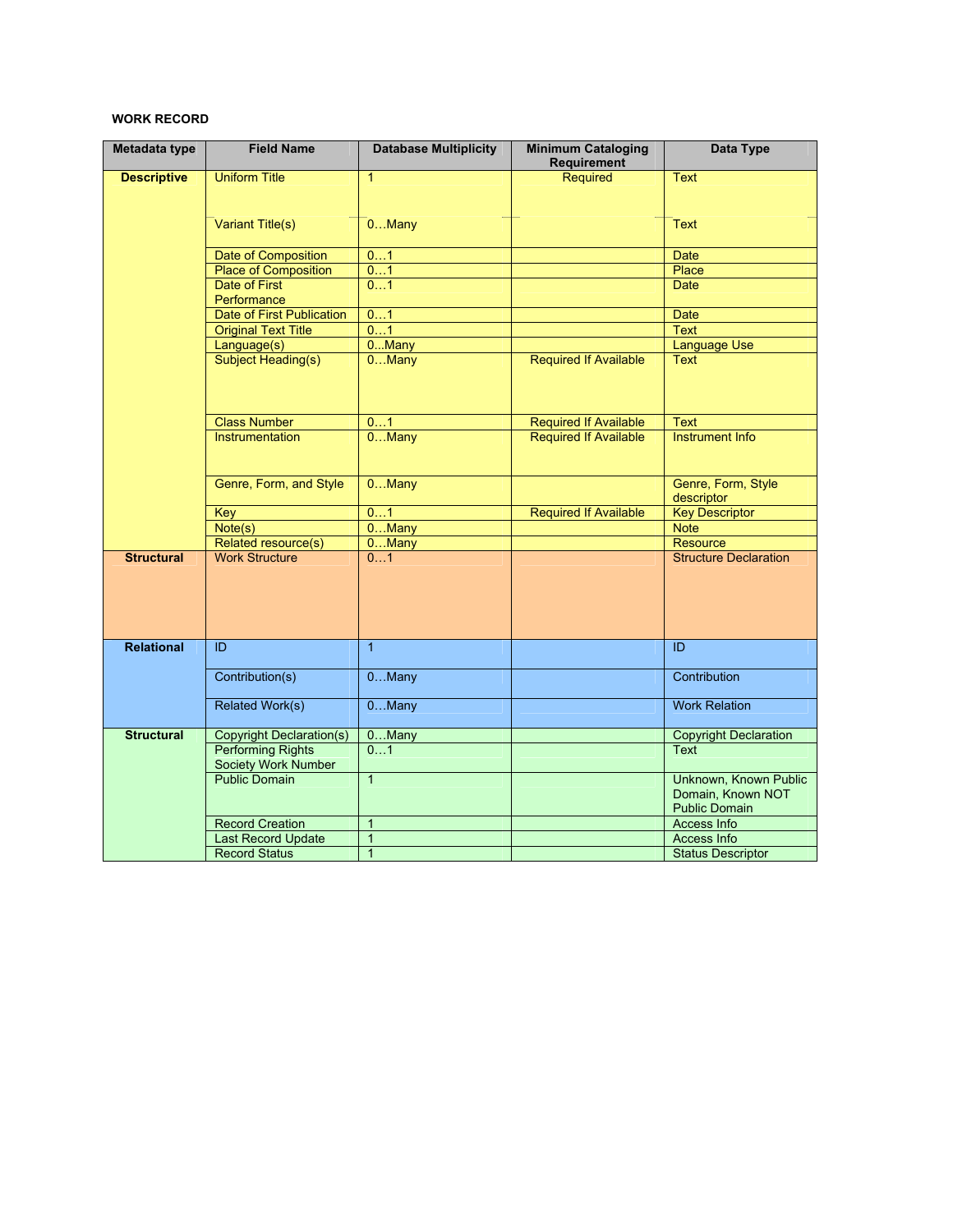**WORK RECORD**

| Metadata type | Field Name | Database Multiplicity | Minimum Cataloging Requirement | Data Type |
|---|---|---|---|---|
| **Descriptive** | Uniform Title | 1 | Required | Text |
| | Variant Title(s) | 0…Many | | Text |
| | Date of Composition | 0…1 | | Date |
| | Place of Composition | 0…1 | | Place |
| | Date of First Performance | 0…1 | | Date |
| | Date of First Publication | 0…1 | | Date |
| | Original Text Title | 0…1 | | Text |
| | Language(s) | 0...Many | | Language Use |
| | Subject Heading(s) | 0…Many | Required If Available | Text |
| | Class Number | 0…1 | Required If Available | Text |
| | Instrumentation | 0…Many | Required If Available | Instrument Info |
| | Genre, Form, and Style | 0…Many | | Genre, Form, Style descriptor |
| | Key | 0…1 | Required If Available | Key Descriptor |
| | Note(s) | 0…Many | | Note |
| | Related resource(s) | 0…Many | | Resource |
| **Structural** | Work Structure | 0…1 | | Structure Declaration |
| **Relational** | ID | 1 | | ID |
| | Contribution(s) | 0…Many | | Contribution |
| | Related Work(s) | 0…Many | | Work Relation |
| **Structural** | Copyright Declaration(s) | 0…Many | | Copyright Declaration |
| | Performing Rights Society Work Number | 0…1 | | Text |
| | Public Domain | 1 | | Unknown, Known Public Domain, Known NOT Public Domain |
| | Record Creation | 1 | | Access Info |
| | Last Record Update | 1 | | Access Info |
| | Record Status | 1 | | Status Descriptor |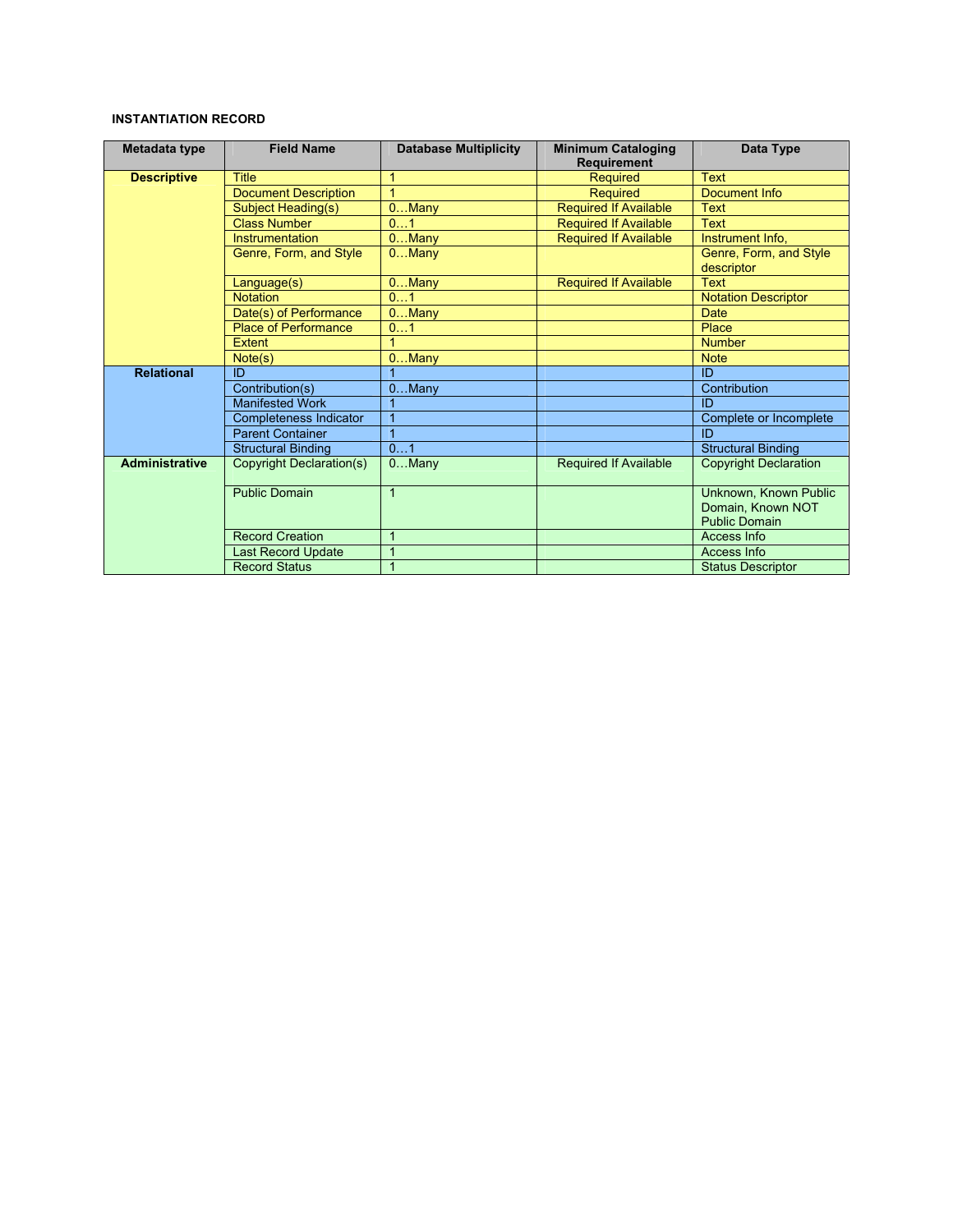**INSTANTIATION RECORD**

| Metadata type | Field Name | Database Multiplicity | Minimum Cataloging Requirement | Data Type |
|---|---|---|---|---|
| **Descriptive** | Title | 1 | Required | Text |
| | Document Description | 1 | Required | Document Info |
| | Subject Heading(s) | 0…Many | Required If Available | Text |
| | Class Number | 0…1 | Required If Available | Text |
| | Instrumentation | 0…Many | Required If Available | Instrument Info, |
| | Genre, Form, and Style | 0…Many | | Genre, Form, and Style descriptor |
| | Language(s) | 0…Many | Required If Available | Text |
| | Notation | 0…1 | | Notation Descriptor |
| | Date(s) of Performance | 0…Many | | Date |
| | Place of Performance | 0…1 | | Place |
| | Extent | 1 | | Number |
| | Note(s) | 0…Many | | Note |
| **Relational** | ID | 1 | | ID |
| | Contribution(s) | 0…Many | | Contribution |
| | Manifested Work | 1 | | ID |
| | Completeness Indicator | 1 | | Complete or Incomplete |
| | Parent Container | 1 | | ID |
| | Structural Binding | 0…1 | | Structural Binding |
| **Administrative** | Copyright Declaration(s) | 0…Many | Required If Available | Copyright Declaration |
| | Public Domain | 1 | | Unknown, Known Public Domain, Known NOT Public Domain |
| | Record Creation | 1 | | Access Info |
| | Last Record Update | 1 | | Access Info |
| | Record Status | 1 | | Status Descriptor |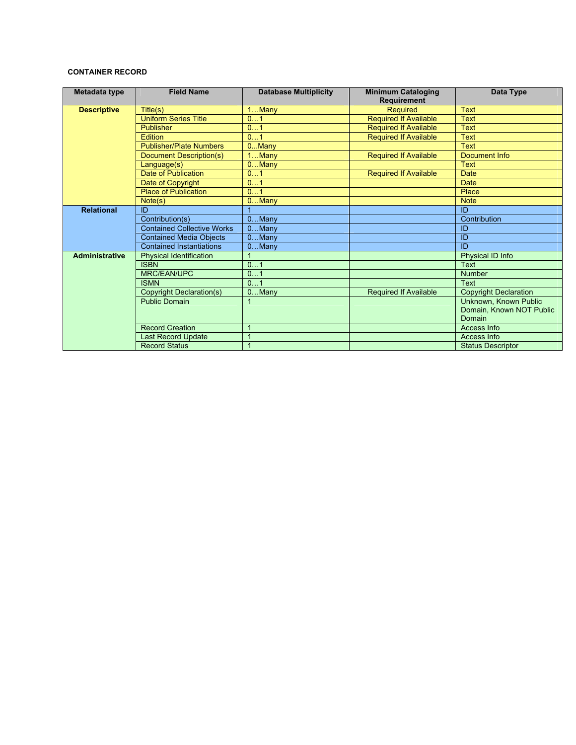**CONTAINER RECORD**

| Metadata type | Field Name | Database Multiplicity | Minimum Cataloging Requirement | Data Type |
|---|---|---|---|---|
| **Descriptive** | Title(s) | 1…Many | Required | Text |
| | Uniform Series Title | 0…1 | Required If Available | Text |
| | Publisher | 0…1 | Required If Available | Text |
| | Edition | 0…1 | Required If Available | Text |
| | Publisher/Plate Numbers | 0...Many | | Text |
| | Document Description(s) | 1…Many | Required If Available | Document Info |
| | Language(s) | 0…Many | | Text |
| | Date of Publication | 0…1 | Required If Available | Date |
| | Date of Copyright | 0…1 | | Date |
| | Place of Publication | 0…1 | | Place |
| | Note(s) | 0…Many | | Note |
| **Relational** | ID | 1 | | ID |
| | Contribution(s) | 0…Many | | Contribution |
| | Contained Collective Works | 0…Many | | ID |
| | Contained Media Objects | 0…Many | | ID |
| | Contained Instantiations | 0…Many | | ID |
| **Administrative** | Physical Identification | 1 | | Physical ID Info |
| | ISBN | 0…1 | | Text |
| | MRC/EAN/UPC | 0…1 | | Number |
| | ISMN | 0…1 | | Text |
| | Copyright Declaration(s) | 0…Many | Required If Available | Copyright Declaration |
| | Public Domain | 1 | | Unknown, Known Public Domain, Known NOT Public Domain |
| | Record Creation | 1 | | Access Info |
| | Last Record Update | 1 | | Access Info |
| | Record Status | 1 | | Status Descriptor |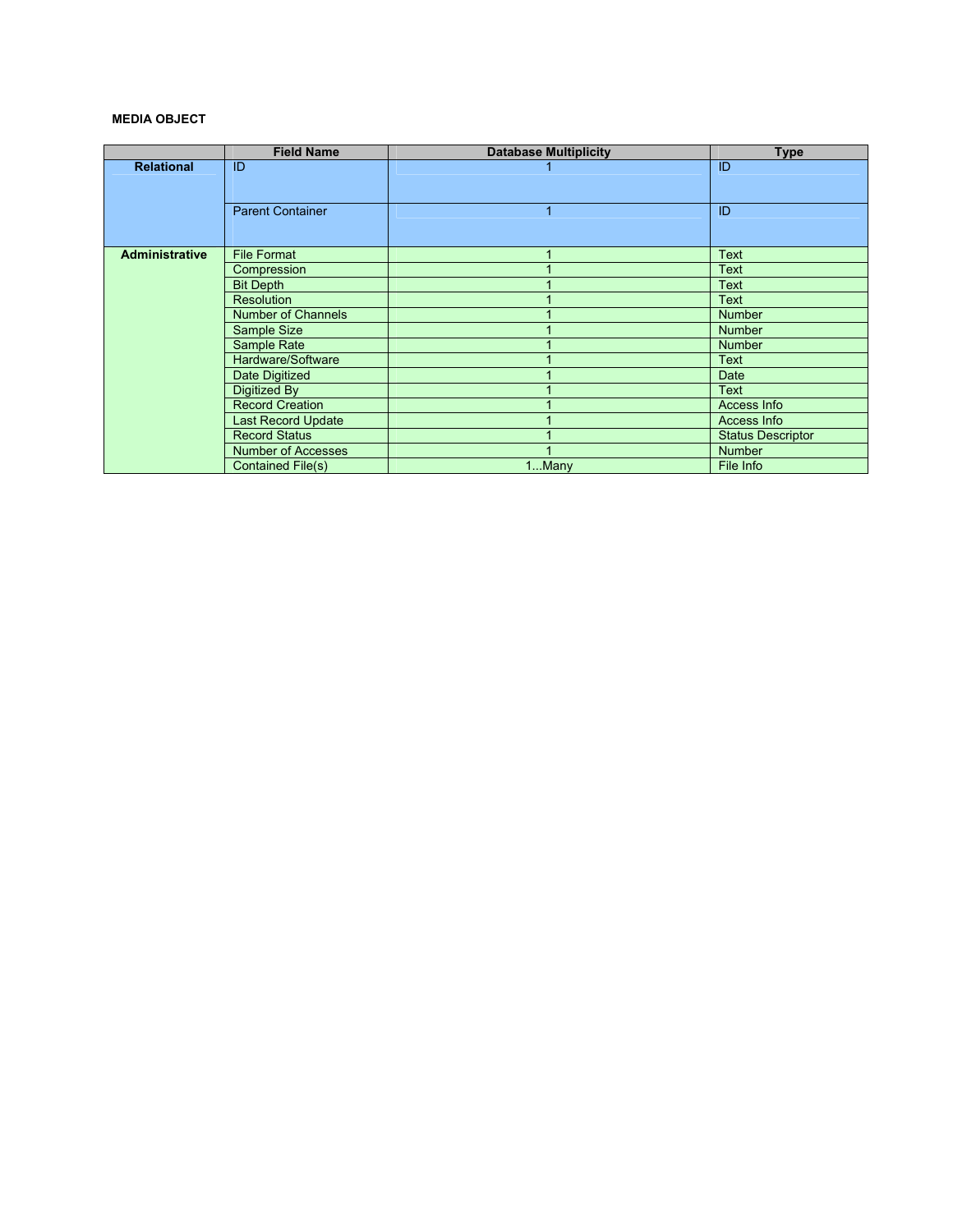**MEDIA OBJECT**

| | Field Name | Database Multiplicity | Type |
|---|---|---|---|
| **Relational** | ID | 1 | ID |
| | Parent Container | 1 | ID |
| **Administrative** | File Format | 1 | Text |
| | Compression | 1 | Text |
| | Bit Depth | 1 | Text |
| | Resolution | 1 | Text |
| | Number of Channels | 1 | Number |
| | Sample Size | 1 | Number |
| | Sample Rate | 1 | Number |
| | Hardware/Software | 1 | Text |
| | Date Digitized | 1 | Date |
| | Digitized By | 1 | Text |
| | Record Creation | 1 | Access Info |
| | Last Record Update | 1 | Access Info |
| | Record Status | 1 | Status Descriptor |
| | Number of Accesses | 1 | Number |
| | Contained File(s) | 1...Many | File Info |